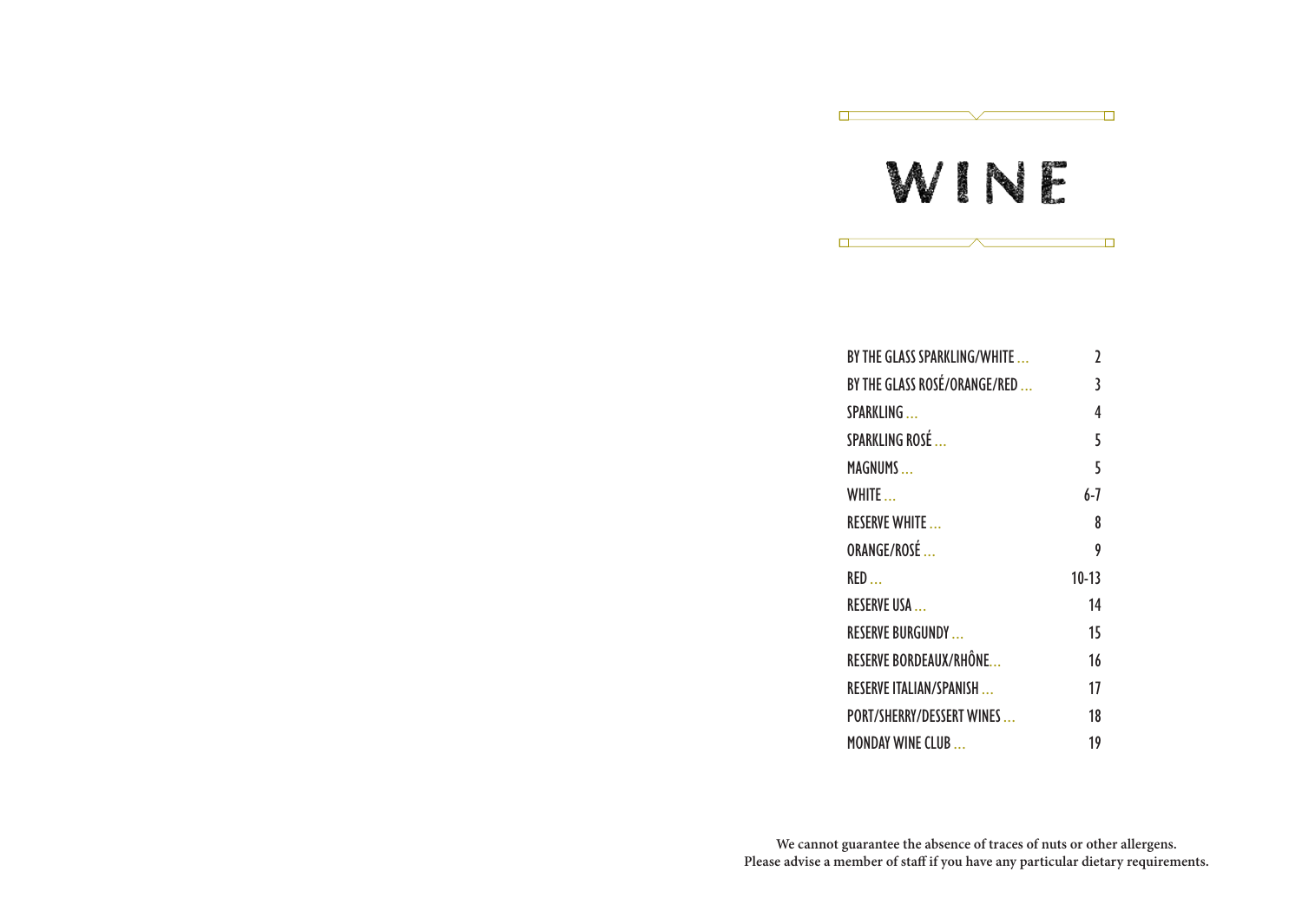# WINE

| | |
|---|---|
| BY THE GLASS SPARKLING/WHITE ... | 2 |
| BY THE GLASS ROSÉ/ORANGE/RED ... | 3 |
| SPARKLING ... | 4 |
| SPARKLING ROSÉ ... | 5 |
| MAGNUMS ... | 5 |
| WHITE ... | 6-7 |
| RESERVE WHITE ... | 8 |
| ORANGE/ROSÉ ... | 9 |
| RED ... | 10-13 |
| RESERVE USA ... | 14 |
| RESERVE BURGUNDY ... | 15 |
| RESERVE BORDEAUX/RHÔNE... | 16 |
| RESERVE ITALIAN/SPANISH ... | 17 |
| PORT/SHERRY/DESSERT WINES ... | 18 |
| MONDAY WINE CLUB ... | 19 |

**We cannot guarantee the absence of traces of nuts or other allergens.**
**Please advise a member of staff if you have any particular dietary requirements.**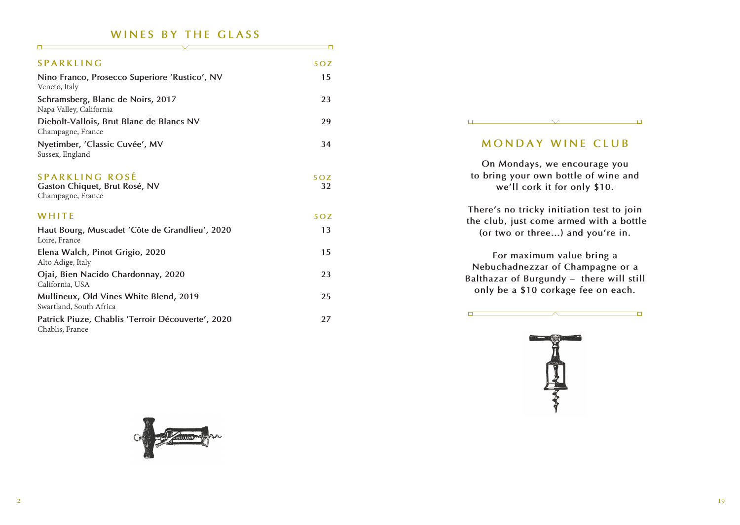# WINES BY THE GLASS

## SPARKLING

| | 5OZ |
|---|---|
| **Nino Franco, Prosecco Superiore 'Rustico', NV**<br>Veneto, Italy | 15 |
| **Schramsberg, Blanc de Noirs, 2017**<br>Napa Valley, California | 23 |
| **Diebolt-Vallois, Brut Blanc de Blancs NV**<br>Champagne, France | 29 |
| **Nyetimber, 'Classic Cuvée', MV**<br>Sussex, England | 34 |

## SPARKLING ROSÉ

| | 5OZ |
|---|---|
| **Gaston Chiquet, Brut Rosé, NV**<br>Champagne, France | 32 |

## WHITE

| | 5OZ |
|---|---|
| **Haut Bourg, Muscadet 'Côte de Grandlieu', 2020**<br>Loire, France | 13 |
| **Elena Walch, Pinot Grigio, 2020**<br>Alto Adige, Italy | 15 |
| **Ojai, Bien Nacido Chardonnay, 2020**<br>California, USA | 23 |
| **Mullineux, Old Vines White Blend, 2019**<br>Swartland, South Africa | 25 |
| **Patrick Piuze, Chablis 'Terroir Découverte', 2020**<br>Chablis, France | 27 |

# MONDAY WINE CLUB

**On Mondays, we encourage you to bring your own bottle of wine and we'll cork it for only $10.**

**There's no tricky initiation test to join the club, just come armed with a bottle (or two or three...) and you're in.**

**For maximum value bring a Nebuchadnezzar of Champagne or a Balthazar of Burgundy – there will still only be a $10 corkage fee on each.**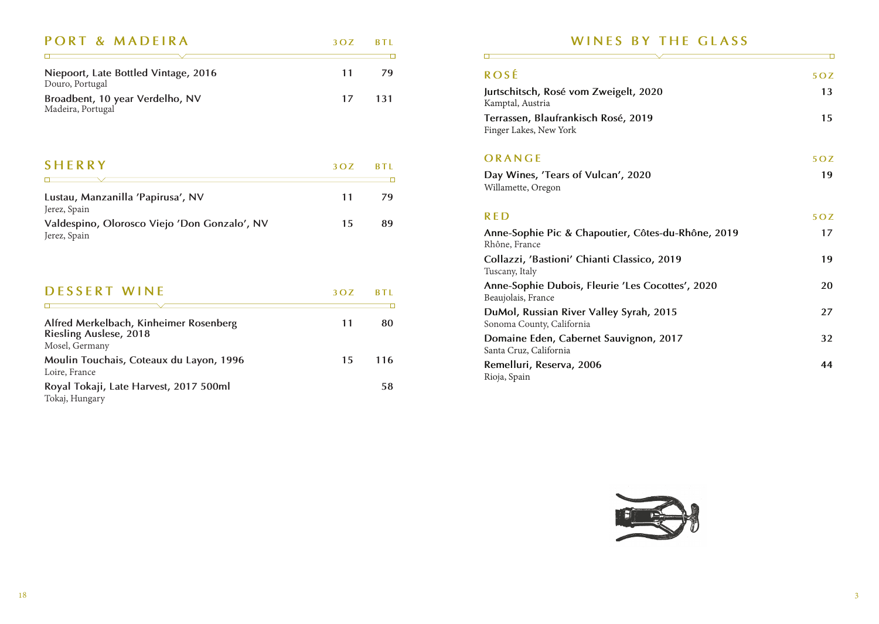## PORT & MADEIRA

| | 3OZ | BTL |
|---|---|---|
| **Niepoort, Late Bottled Vintage, 2016**<br>Douro, Portugal | 11 | 79 |
| **Broadbent, 10 year Verdelho, NV**<br>Madeira, Portugal | 17 | 131 |

## SHERRY

| | 3OZ | BTL |
|---|---|---|
| **Lustau, Manzanilla 'Papirusa', NV**<br>Jerez, Spain | 11 | 79 |
| **Valdespino, Olorosco Viejo 'Don Gonzalo', NV**<br>Jerez, Spain | 15 | 89 |

## DESSERT WINE

| | 3OZ | BTL |
|---|---|---|
| **Alfred Merkelbach, Kinheimer Rosenberg Riesling Auslese, 2018**<br>Mosel, Germany | 11 | 80 |
| **Moulin Touchais, Coteaux du Layon, 1996**<br>Loire, France | 15 | 116 |
| **Royal Tokaji, Late Harvest, 2017 500ml**<br>Tokaj, Hungary | | 58 |

# WINES BY THE GLASS

## ROSÉ

| | 5OZ |
|---|---|
| **Jurtschitsch, Rosé vom Zweigelt, 2020**<br>Kamptal, Austria | 13 |
| **Terrassen, Blaufrankisch Rosé, 2019**<br>Finger Lakes, New York | 15 |

## ORANGE

| | 5OZ |
|---|---|
| **Day Wines, 'Tears of Vulcan', 2020**<br>Willamette, Oregon | 19 |

## RED

| | 5OZ |
|---|---|
| **Anne-Sophie Pic & Chapoutier, Côtes-du-Rhône, 2019**<br>Rhône, France | 17 |
| **Collazzi, 'Bastioni' Chianti Classico, 2019**<br>Tuscany, Italy | 19 |
| **Anne-Sophie Dubois, Fleurie 'Les Cocottes', 2020**<br>Beaujolais, France | 20 |
| **DuMol, Russian River Valley Syrah, 2015**<br>Sonoma County, California | 27 |
| **Domaine Eden, Cabernet Sauvignon, 2017**<br>Santa Cruz, California | 32 |
| **Remelluri, Reserva, 2006**<br>Rioja, Spain | 44 |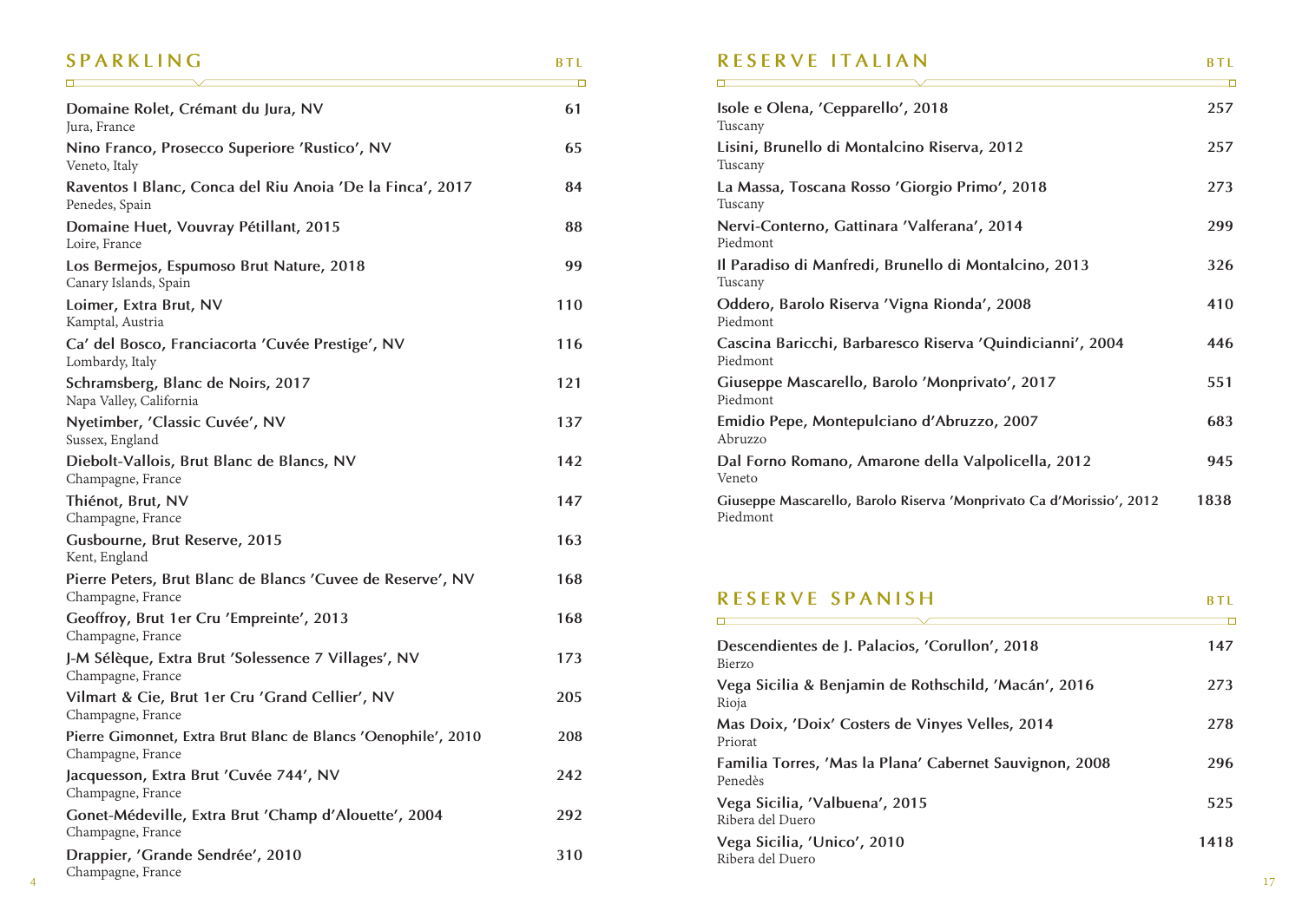## SPARKLING

| | BTL |
|---|---|
| **Domaine Rolet, Crémant du Jura, NV**<br>Jura, France | 61 |
| **Nino Franco, Prosecco Superiore 'Rustico', NV**<br>Veneto, Italy | 65 |
| **Raventos I Blanc, Conca del Riu Anoia 'De la Finca', 2017**<br>Penedes, Spain | 84 |
| **Domaine Huet, Vouvray Pétillant, 2015**<br>Loire, France | 88 |
| **Los Bermejos, Espumoso Brut Nature, 2018**<br>Canary Islands, Spain | 99 |
| **Loimer, Extra Brut, NV**<br>Kamptal, Austria | 110 |
| **Ca' del Bosco, Franciacorta 'Cuvée Prestige', NV**<br>Lombardy, Italy | 116 |
| **Schramsberg, Blanc de Noirs, 2017**<br>Napa Valley, California | 121 |
| **Nyetimber, 'Classic Cuvée', NV**<br>Sussex, England | 137 |
| **Diebolt-Vallois, Brut Blanc de Blancs, NV**<br>Champagne, France | 142 |
| **Thiénot, Brut, NV**<br>Champagne, France | 147 |
| **Gusbourne, Brut Reserve, 2015**<br>Kent, England | 163 |
| **Pierre Peters, Brut Blanc de Blancs 'Cuvee de Reserve', NV**<br>Champagne, France | 168 |
| **Geoffroy, Brut 1er Cru 'Empreinte', 2013**<br>Champagne, France | 168 |
| **J-M Sélèque, Extra Brut 'Solessence 7 Villages', NV**<br>Champagne, France | 173 |
| **Vilmart & Cie, Brut 1er Cru 'Grand Cellier', NV**<br>Champagne, France | 205 |
| **Pierre Gimonnet, Extra Brut Blanc de Blancs 'Oenophile', 2010**<br>Champagne, France | 208 |
| **Jacquesson, Extra Brut 'Cuvée 744', NV**<br>Champagne, France | 242 |
| **Gonet-Médeville, Extra Brut 'Champ d'Alouette', 2004**<br>Champagne, France | 292 |
| **Drappier, 'Grande Sendrée', 2010**<br>Champagne, France | 310 |

## RESERVE ITALIAN

| | BTL |
|---|---|
| **Isole e Olena, 'Cepparello', 2018**<br>Tuscany | 257 |
| **Lisini, Brunello di Montalcino Riserva, 2012**<br>Tuscany | 257 |
| **La Massa, Toscana Rosso 'Giorgio Primo', 2018**<br>Tuscany | 273 |
| **Nervi-Conterno, Gattinara 'Valferana', 2014**<br>Piedmont | 299 |
| **Il Paradiso di Manfredi, Brunello di Montalcino, 2013**<br>Tuscany | 326 |
| **Oddero, Barolo Riserva 'Vigna Rionda', 2008**<br>Piedmont | 410 |
| **Cascina Baricchi, Barbaresco Riserva 'Quindicianni', 2004**<br>Piedmont | 446 |
| **Giuseppe Mascarello, Barolo 'Monprivato', 2017**<br>Piedmont | 551 |
| **Emidio Pepe, Montepulciano d'Abruzzo, 2007**<br>Abruzzo | 683 |
| **Dal Forno Romano, Amarone della Valpolicella, 2012**<br>Veneto | 945 |
| **Giuseppe Mascarello, Barolo Riserva 'Monprivato Ca d'Morissio', 2012**<br>Piedmont | 1838 |

## RESERVE SPANISH

| | BTL |
|---|---|
| **Descendientes de J. Palacios, 'Corullon', 2018**<br>Bierzo | 147 |
| **Vega Sicilia & Benjamin de Rothschild, 'Macán', 2016**<br>Rioja | 273 |
| **Mas Doix, 'Doix' Costers de Vinyes Velles, 2014**<br>Priorat | 278 |
| **Familia Torres, 'Mas la Plana' Cabernet Sauvignon, 2008**<br>Penedès | 296 |
| **Vega Sicilia, 'Valbuena', 2015**<br>Ribera del Duero | 525 |
| **Vega Sicilia, 'Unico', 2010**<br>Ribera del Duero | 1418 |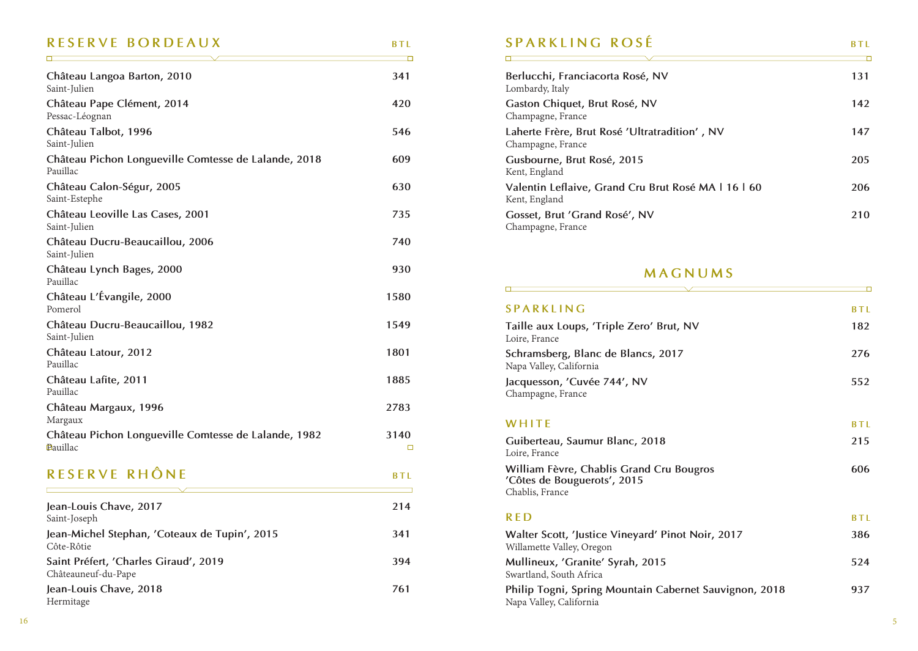## RESERVE BORDEAUX

| | BTL |
|---|---|
| **Château Langoa Barton, 2010**<br>Saint-Julien | 341 |
| **Château Pape Clément, 2014**<br>Pessac-Léognan | 420 |
| **Château Talbot, 1996**<br>Saint-Julien | 546 |
| **Château Pichon Longueville Comtesse de Lalande, 2018**<br>Pauillac | 609 |
| **Château Calon-Ségur, 2005**<br>Saint-Estephe | 630 |
| **Château Leoville Las Cases, 2001**<br>Saint-Julien | 735 |
| **Château Ducru-Beaucaillou, 2006**<br>Saint-Julien | 740 |
| **Château Lynch Bages, 2000**<br>Pauillac | 930 |
| **Château L'Évangile, 2000**<br>Pomerol | 1580 |
| **Château Ducru-Beaucaillou, 1982**<br>Saint-Julien | 1549 |
| **Château Latour, 2012**<br>Pauillac | 1801 |
| **Château Lafite, 2011**<br>Pauillac | 1885 |
| **Château Margaux, 1996**<br>Margaux | 2783 |
| **Château Pichon Longueville Comtesse de Lalande, 1982**<br>Pauillac | 3140 |

## RESERVE RHÔNE

| | BTL |
|---|---|
| **Jean-Louis Chave, 2017**<br>Saint-Joseph | 214 |
| **Jean-Michel Stephan, 'Coteaux de Tupin', 2015**<br>Côte-Rôtie | 341 |
| **Saint Préfert, 'Charles Giraud', 2019**<br>Châteauneuf-du-Pape | 394 |
| **Jean-Louis Chave, 2018**<br>Hermitage | 761 |

## SPARKLING ROSÉ

| | BTL |
|---|---|
| **Berlucchi, Franciacorta Rosé, NV**<br>Lombardy, Italy | 131 |
| **Gaston Chiquet, Brut Rosé, NV**<br>Champagne, France | 142 |
| **Laherte Frère, Brut Rosé 'Ultratradition' , NV**<br>Champagne, France | 147 |
| **Gusbourne, Brut Rosé, 2015**<br>Kent, England | 205 |
| **Valentin Leflaive, Grand Cru Brut Rosé MA I 16 I 60**<br>Kent, England | 206 |
| **Gosset, Brut 'Grand Rosé', NV**<br>Champagne, France | 210 |

## MAGNUMS

### SPARKLING

| | BTL |
|---|---|
| **Taille aux Loups, 'Triple Zero' Brut, NV**<br>Loire, France | 182 |
| **Schramsberg, Blanc de Blancs, 2017**<br>Napa Valley, California | 276 |
| **Jacquesson, 'Cuvée 744', NV**<br>Champagne, France | 552 |

### WHITE

| | BTL |
|---|---|
| **Guiberteau, Saumur Blanc, 2018**<br>Loire, France | 215 |
| **William Fèvre, Chablis Grand Cru Bougros 'Côtes de Bouguerots', 2015**<br>Chablis, France | 606 |

### RED

| | BTL |
|---|---|
| **Walter Scott, 'Justice Vineyard' Pinot Noir, 2017**<br>Willamette Valley, Oregon | 386 |
| **Mullineux, 'Granite' Syrah, 2015**<br>Swartland, South Africa | 524 |
| **Philip Togni, Spring Mountain Cabernet Sauvignon, 2018**<br>Napa Valley, California | 937 |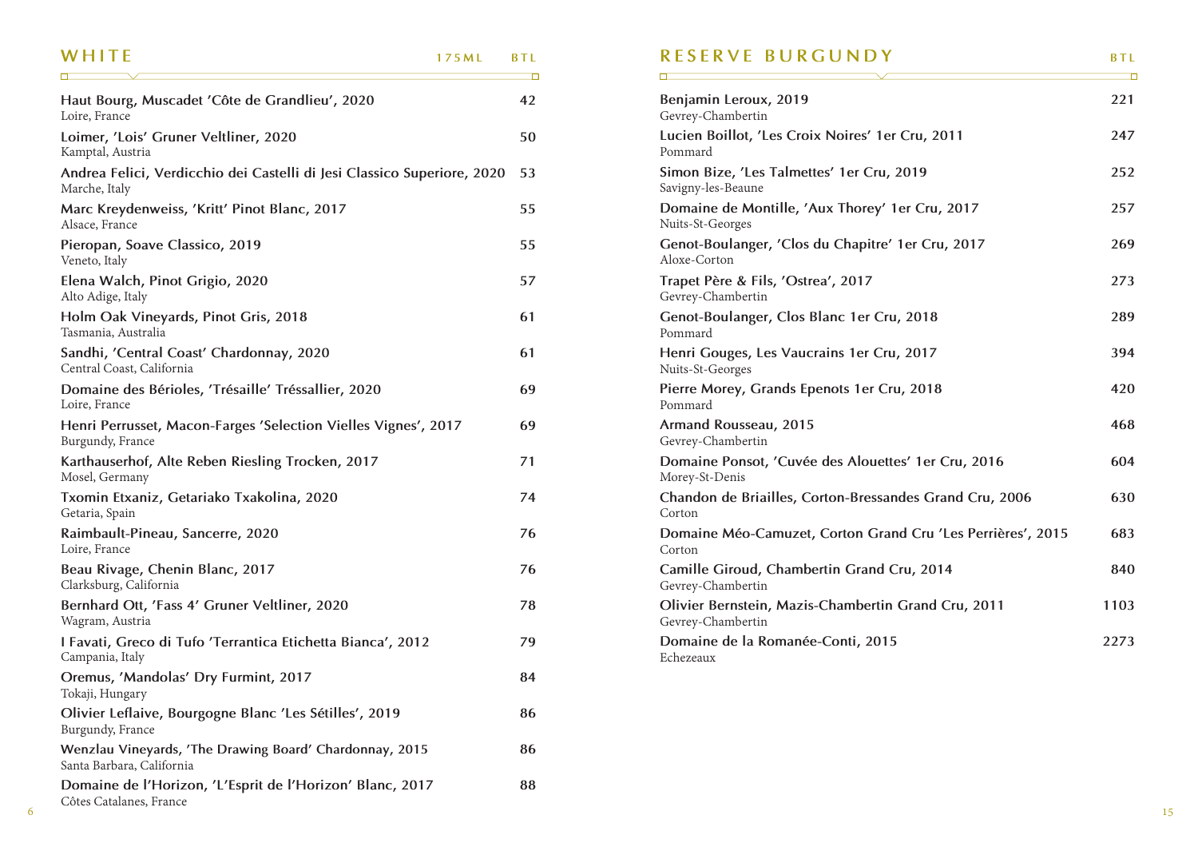## WHITE

| Wine | 175ML | BTL |
| --- | --- | --- |
| **Haut Bourg, Muscadet 'Côte de Grandlieu', 2020**<br>Loire, France | | 42 |
| **Loimer, 'Lois' Gruner Veltliner, 2020**<br>Kamptal, Austria | | 50 |
| **Andrea Felici, Verdicchio dei Castelli di Jesi Classico Superiore, 2020**<br>Marche, Italy | | 53 |
| **Marc Kreydenweiss, 'Kritt' Pinot Blanc, 2017**<br>Alsace, France | | 55 |
| **Pieropan, Soave Classico, 2019**<br>Veneto, Italy | | 55 |
| **Elena Walch, Pinot Grigio, 2020**<br>Alto Adige, Italy | | 57 |
| **Holm Oak Vineyards, Pinot Gris, 2018**<br>Tasmania, Australia | | 61 |
| **Sandhi, 'Central Coast' Chardonnay, 2020**<br>Central Coast, California | | 61 |
| **Domaine des Bérioles, 'Trésaille' Tréssallier, 2020**<br>Loire, France | | 69 |
| **Henri Perrusset, Macon-Farges 'Selection Vielles Vignes', 2017**<br>Burgundy, France | | 69 |
| **Karthauserhof, Alte Reben Riesling Trocken, 2017**<br>Mosel, Germany | | 71 |
| **Txomin Etxaniz, Getariako Txakolina, 2020**<br>Getaria, Spain | | 74 |
| **Raimbault-Pineau, Sancerre, 2020**<br>Loire, France | | 76 |
| **Beau Rivage, Chenin Blanc, 2017**<br>Clarksburg, California | | 76 |
| **Bernhard Ott, 'Fass 4' Gruner Veltliner, 2020**<br>Wagram, Austria | | 78 |
| **I Favati, Greco di Tufo 'Terrantica Etichetta Bianca', 2012**<br>Campania, Italy | | 79 |
| **Oremus, 'Mandolas' Dry Furmint, 2017**<br>Tokaji, Hungary | | 84 |
| **Olivier Leflaive, Bourgogne Blanc 'Les Sétilles', 2019**<br>Burgundy, France | | 86 |
| **Wenzlau Vineyards, 'The Drawing Board' Chardonnay, 2015**<br>Santa Barbara, California | | 86 |
| **Domaine de l'Horizon, 'L'Esprit de l'Horizon' Blanc, 2017**<br>Côtes Catalanes, France | | 88 |

## RESERVE BURGUNDY

| Wine | BTL |
| --- | --- |
| **Benjamin Leroux, 2019**<br>Gevrey-Chambertin | 221 |
| **Lucien Boillot, 'Les Croix Noires' 1er Cru, 2011**<br>Pommard | 247 |
| **Simon Bize, 'Les Talmettes' 1er Cru, 2019**<br>Savigny-les-Beaune | 252 |
| **Domaine de Montille, 'Aux Thorey' 1er Cru, 2017**<br>Nuits-St-Georges | 257 |
| **Genot-Boulanger, 'Clos du Chapitre' 1er Cru, 2017**<br>Aloxe-Corton | 269 |
| **Trapet Père & Fils, 'Ostrea', 2017**<br>Gevrey-Chambertin | 273 |
| **Genot-Boulanger, Clos Blanc 1er Cru, 2018**<br>Pommard | 289 |
| **Henri Gouges, Les Vaucrains 1er Cru, 2017**<br>Nuits-St-Georges | 394 |
| **Pierre Morey, Grands Epenots 1er Cru, 2018**<br>Pommard | 420 |
| **Armand Rousseau, 2015**<br>Gevrey-Chambertin | 468 |
| **Domaine Ponsot, 'Cuvée des Alouettes' 1er Cru, 2016**<br>Morey-St-Denis | 604 |
| **Chandon de Briailles, Corton-Bressandes Grand Cru, 2006**<br>Corton | 630 |
| **Domaine Méo-Camuzet, Corton Grand Cru 'Les Perrières', 2015**<br>Corton | 683 |
| **Camille Giroud, Chambertin Grand Cru, 2014**<br>Gevrey-Chambertin | 840 |
| **Olivier Bernstein, Mazis-Chambertin Grand Cru, 2011**<br>Gevrey-Chambertin | 1103 |
| **Domaine de la Romanée-Conti, 2015**<br>Echezeaux | 2273 |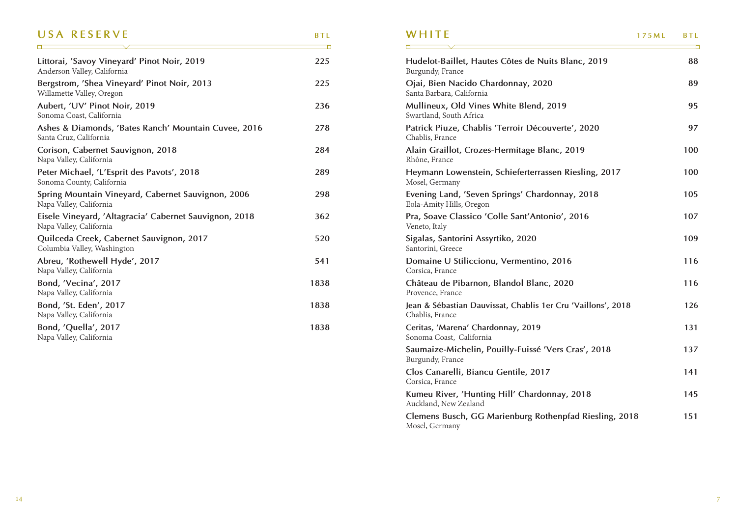## USA RESERVE

| | BTL |
|---|---|
| **Littorai, 'Savoy Vineyard' Pinot Noir, 2019**<br>Anderson Valley, California | 225 |
| **Bergstrom, 'Shea Vineyard' Pinot Noir, 2013**<br>Willamette Valley, Oregon | 225 |
| **Aubert, 'UV' Pinot Noir, 2019**<br>Sonoma Coast, California | 236 |
| **Ashes & Diamonds, 'Bates Ranch' Mountain Cuvee, 2016**<br>Santa Cruz, California | 278 |
| **Corison, Cabernet Sauvignon, 2018**<br>Napa Valley, California | 284 |
| **Peter Michael, 'L'Esprit des Pavots', 2018**<br>Sonoma County, California | 289 |
| **Spring Mountain Vineyard, Cabernet Sauvignon, 2006**<br>Napa Valley, California | 298 |
| **Eisele Vineyard, 'Altagracia' Cabernet Sauvignon, 2018**<br>Napa Valley, California | 362 |
| **Quilceda Creek, Cabernet Sauvignon, 2017**<br>Columbia Valley, Washington | 520 |
| **Abreu, 'Rothewell Hyde', 2017**<br>Napa Valley, California | 541 |
| **Bond, 'Vecina', 2017**<br>Napa Valley, California | 1838 |
| **Bond, 'St. Eden', 2017**<br>Napa Valley, California | 1838 |
| **Bond, 'Quella', 2017**<br>Napa Valley, California | 1838 |

## WHITE

| | 175ML | BTL |
|---|---|---|
| **Hudelot-Baillet, Hautes Côtes de Nuits Blanc, 2019**<br>Burgundy, France | | 88 |
| **Ojai, Bien Nacido Chardonnay, 2020**<br>Santa Barbara, California | | 89 |
| **Mullineux, Old Vines White Blend, 2019**<br>Swartland, South Africa | | 95 |
| **Patrick Piuze, Chablis 'Terroir Découverte', 2020**<br>Chablis, France | | 97 |
| **Alain Graillot, Crozes-Hermitage Blanc, 2019**<br>Rhône, France | | 100 |
| **Heymann Lowenstein, Schieferterrassen Riesling, 2017**<br>Mosel, Germany | | 100 |
| **Evening Land, 'Seven Springs' Chardonnay, 2018**<br>Eola-Amity Hills, Oregon | | 105 |
| **Pra, Soave Classico 'Colle Sant'Antonio', 2016**<br>Veneto, Italy | | 107 |
| **Sigalas, Santorini Assyrtiko, 2020**<br>Santorini, Greece | | 109 |
| **Domaine U Stiliccionu, Vermentino, 2016**<br>Corsica, France | | 116 |
| **Château de Pibarnon, Blandol Blanc, 2020**<br>Provence, France | | 116 |
| **Jean & Sébastian Dauvissat, Chablis 1er Cru 'Vaillons', 2018**<br>Chablis, France | | 126 |
| **Ceritas, 'Marena' Chardonnay, 2019**<br>Sonoma Coast, California | | 131 |
| **Saumaize-Michelin, Pouilly-Fuissé 'Vers Cras', 2018**<br>Burgundy, France | | 137 |
| **Clos Canarelli, Biancu Gentile, 2017**<br>Corsica, France | | 141 |
| **Kumeu River, 'Hunting Hill' Chardonnay, 2018**<br>Auckland, New Zealand | | 145 |
| **Clemens Busch, GG Marienburg Rothenpfad Riesling, 2018**<br>Mosel, Germany | | 151 |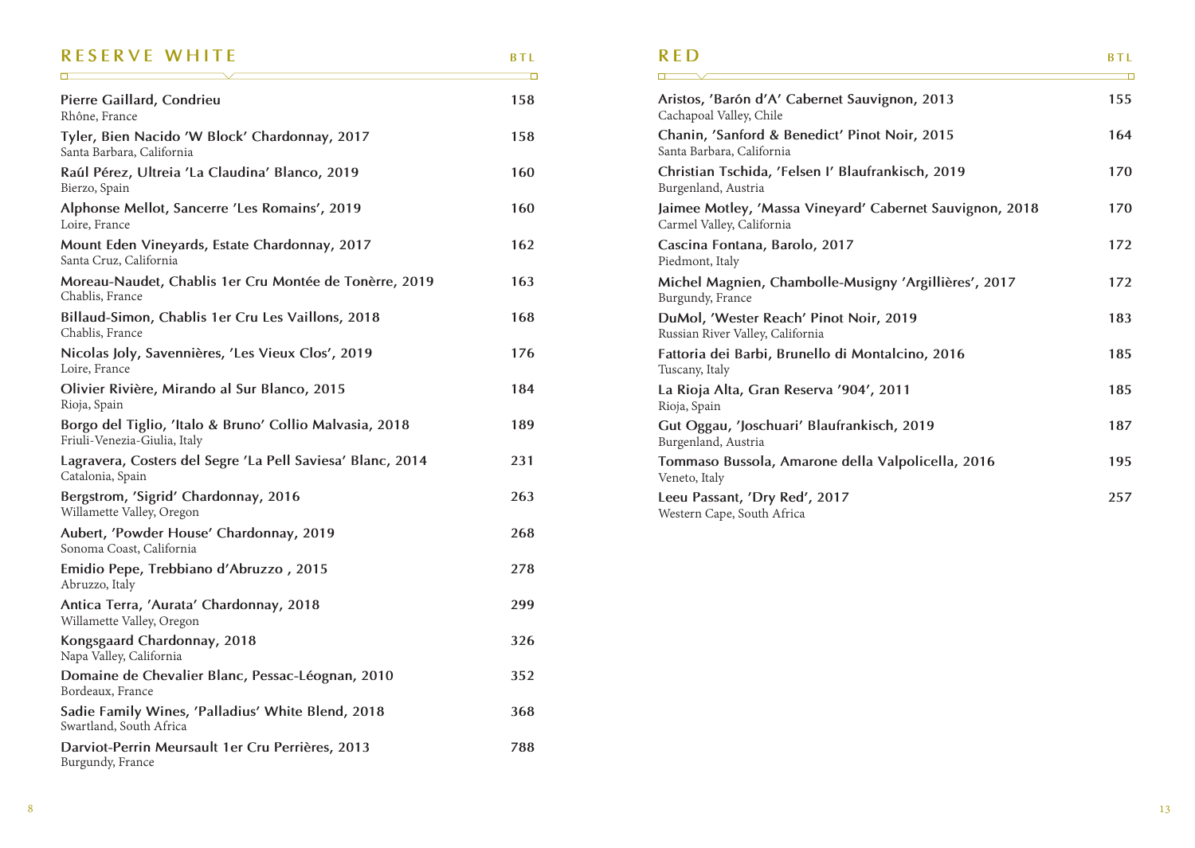## RESERVE WHITE

| | BTL |
|---|---|
| **Pierre Gaillard, Condrieu**<br>Rhône, France | 158 |
| **Tyler, Bien Nacido 'W Block' Chardonnay, 2017**<br>Santa Barbara, California | 158 |
| **Raúl Pérez, Ultreia 'La Claudina' Blanco, 2019**<br>Bierzo, Spain | 160 |
| **Alphonse Mellot, Sancerre 'Les Romains', 2019**<br>Loire, France | 160 |
| **Mount Eden Vineyards, Estate Chardonnay, 2017**<br>Santa Cruz, California | 162 |
| **Moreau-Naudet, Chablis 1er Cru Montée de Tonèrre, 2019**<br>Chablis, France | 163 |
| **Billaud-Simon, Chablis 1er Cru Les Vaillons, 2018**<br>Chablis, France | 168 |
| **Nicolas Joly, Savennières, 'Les Vieux Clos', 2019**<br>Loire, France | 176 |
| **Olivier Rivière, Mirando al Sur Blanco, 2015**<br>Rioja, Spain | 184 |
| **Borgo del Tiglio, 'Italo & Bruno' Collio Malvasia, 2018**<br>Friuli-Venezia-Giulia, Italy | 189 |
| **Lagravera, Costers del Segre 'La Pell Saviesa' Blanc, 2014**<br>Catalonia, Spain | 231 |
| **Bergstrom, 'Sigrid' Chardonnay, 2016**<br>Willamette Valley, Oregon | 263 |
| **Aubert, 'Powder House' Chardonnay, 2019**<br>Sonoma Coast, California | 268 |
| **Emidio Pepe, Trebbiano d'Abruzzo , 2015**<br>Abruzzo, Italy | 278 |
| **Antica Terra, 'Aurata' Chardonnay, 2018**<br>Willamette Valley, Oregon | 299 |
| **Kongsgaard Chardonnay, 2018**<br>Napa Valley, California | 326 |
| **Domaine de Chevalier Blanc, Pessac-Léognan, 2010**<br>Bordeaux, France | 352 |
| **Sadie Family Wines, 'Palladius' White Blend, 2018**<br>Swartland, South Africa | 368 |
| **Darviot-Perrin Meursault 1er Cru Perrières, 2013**<br>Burgundy, France | 788 |

## RED

| | BTL |
|---|---|
| **Aristos, 'Barón d'A' Cabernet Sauvignon, 2013**<br>Cachapoal Valley, Chile | 155 |
| **Chanin, 'Sanford & Benedict' Pinot Noir, 2015**<br>Santa Barbara, California | 164 |
| **Christian Tschida, 'Felsen I' Blaufrankisch, 2019**<br>Burgenland, Austria | 170 |
| **Jaimee Motley, 'Massa Vineyard' Cabernet Sauvignon, 2018**<br>Carmel Valley, California | 170 |
| **Cascina Fontana, Barolo, 2017**<br>Piedmont, Italy | 172 |
| **Michel Magnien, Chambolle-Musigny 'Argillières', 2017**<br>Burgundy, France | 172 |
| **DuMol, 'Wester Reach' Pinot Noir, 2019**<br>Russian River Valley, California | 183 |
| **Fattoria dei Barbi, Brunello di Montalcino, 2016**<br>Tuscany, Italy | 185 |
| **La Rioja Alta, Gran Reserva '904', 2011**<br>Rioja, Spain | 185 |
| **Gut Oggau, 'Joschuari' Blaufrankisch, 2019**<br>Burgenland, Austria | 187 |
| **Tommaso Bussola, Amarone della Valpolicella, 2016**<br>Veneto, Italy | 195 |
| **Leeu Passant, 'Dry Red', 2017**<br>Western Cape, South Africa | 257 |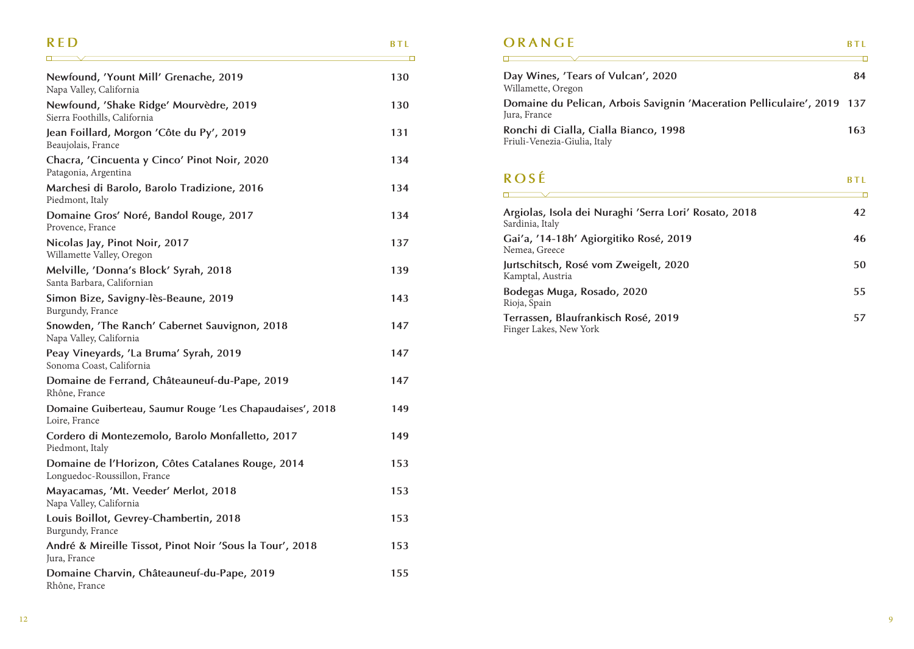## RED

| | BTL |
|---|---|
| **Newfound, 'Yount Mill' Grenache, 2019**<br>Napa Valley, California | 130 |
| **Newfound, 'Shake Ridge' Mourvèdre, 2019**<br>Sierra Foothills, California | 130 |
| **Jean Foillard, Morgon 'Côte du Py', 2019**<br>Beaujolais, France | 131 |
| **Chacra, 'Cincuenta y Cinco' Pinot Noir, 2020**<br>Patagonia, Argentina | 134 |
| **Marchesi di Barolo, Barolo Tradizione, 2016**<br>Piedmont, Italy | 134 |
| **Domaine Gros' Noré, Bandol Rouge, 2017**<br>Provence, France | 134 |
| **Nicolas Jay, Pinot Noir, 2017**<br>Willamette Valley, Oregon | 137 |
| **Melville, 'Donna's Block' Syrah, 2018**<br>Santa Barbara, Californian | 139 |
| **Simon Bize, Savigny-lès-Beaune, 2019**<br>Burgundy, France | 143 |
| **Snowden, 'The Ranch' Cabernet Sauvignon, 2018**<br>Napa Valley, California | 147 |
| **Peay Vineyards, 'La Bruma' Syrah, 2019**<br>Sonoma Coast, California | 147 |
| **Domaine de Ferrand, Châteauneuf-du-Pape, 2019**<br>Rhône, France | 147 |
| **Domaine Guiberteau, Saumur Rouge 'Les Chapaudaises', 2018**<br>Loire, France | 149 |
| **Cordero di Montezemolo, Barolo Monfalletto, 2017**<br>Piedmont, Italy | 149 |
| **Domaine de l'Horizon, Côtes Catalanes Rouge, 2014**<br>Longuedoc-Roussillon, France | 153 |
| **Mayacamas, 'Mt. Veeder' Merlot, 2018**<br>Napa Valley, California | 153 |
| **Louis Boillot, Gevrey-Chambertin, 2018**<br>Burgundy, France | 153 |
| **André & Mireille Tissot, Pinot Noir 'Sous la Tour', 2018**<br>Jura, France | 153 |
| **Domaine Charvin, Châteauneuf-du-Pape, 2019**<br>Rhône, France | 155 |

## ORANGE

| | BTL |
|---|---|
| **Day Wines, 'Tears of Vulcan', 2020**<br>Willamette, Oregon | 84 |
| **Domaine du Pelican, Arbois Savignin 'Maceration Pelliculaire', 2019**<br>Jura, France | 137 |
| **Ronchi di Cialla, Cialla Bianco, 1998**<br>Friuli-Venezia-Giulia, Italy | 163 |

## ROSÉ

| | BTL |
|---|---|
| **Argiolas, Isola dei Nuraghi 'Serra Lori' Rosato, 2018**<br>Sardinia, Italy | 42 |
| **Gai'a, '14-18h' Agiorgitiko Rosé, 2019**<br>Nemea, Greece | 46 |
| **Jurtschitsch, Rosé vom Zweigelt, 2020**<br>Kamptal, Austria | 50 |
| **Bodegas Muga, Rosado, 2020**<br>Rioja, Spain | 55 |
| **Terrassen, Blaufrankisch Rosé, 2019**<br>Finger Lakes, New York | 57 |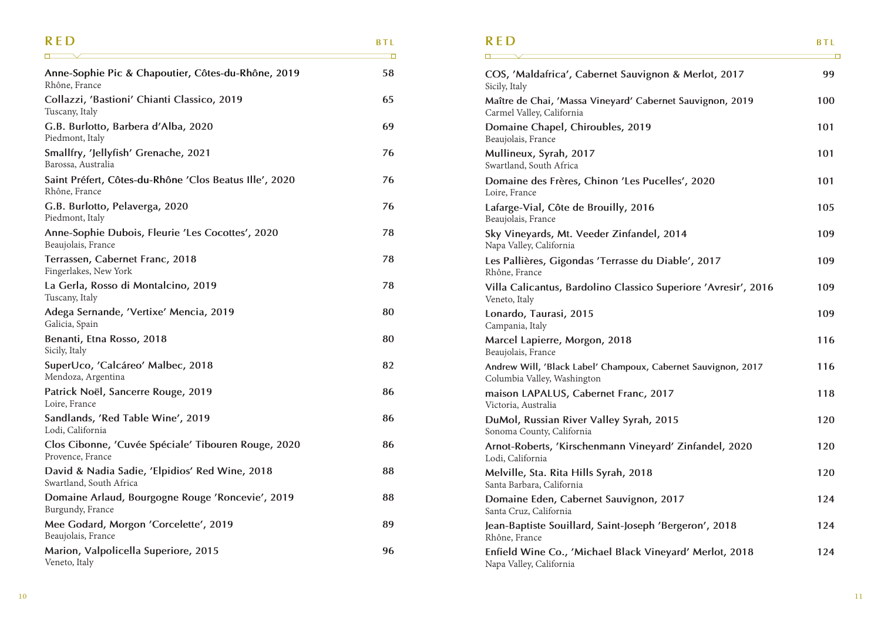## RED

| | BTL |
|---|---|
| **Anne-Sophie Pic & Chapoutier, Côtes-du-Rhône, 2019**<br>Rhône, France | 58 |
| **Collazzi, 'Bastioni' Chianti Classico, 2019**<br>Tuscany, Italy | 65 |
| **G.B. Burlotto, Barbera d'Alba, 2020**<br>Piedmont, Italy | 69 |
| **Smallfry, 'Jellyfish' Grenache, 2021**<br>Barossa, Australia | 76 |
| **Saint Préfert, Côtes-du-Rhône 'Clos Beatus Ille', 2020**<br>Rhône, France | 76 |
| **G.B. Burlotto, Pelaverga, 2020**<br>Piedmont, Italy | 76 |
| **Anne-Sophie Dubois, Fleurie 'Les Cocottes', 2020**<br>Beaujolais, France | 78 |
| **Terrassen, Cabernet Franc, 2018**<br>Fingerlakes, New York | 78 |
| **La Gerla, Rosso di Montalcino, 2019**<br>Tuscany, Italy | 78 |
| **Adega Sernande, 'Vertixe' Mencia, 2019**<br>Galicia, Spain | 80 |
| **Benanti, Etna Rosso, 2018**<br>Sicily, Italy | 80 |
| **SuperUco, 'Calcáreo' Malbec, 2018**<br>Mendoza, Argentina | 82 |
| **Patrick Noël, Sancerre Rouge, 2019**<br>Loire, France | 86 |
| **Sandlands, 'Red Table Wine', 2019**<br>Lodi, California | 86 |
| **Clos Cibonne, 'Cuvée Spéciale' Tibouren Rouge, 2020**<br>Provence, France | 86 |
| **David & Nadia Sadie, 'Elpidios' Red Wine, 2018**<br>Swartland, South Africa | 88 |
| **Domaine Arlaud, Bourgogne Rouge 'Roncevie', 2019**<br>Burgundy, France | 88 |
| **Mee Godard, Morgon 'Corcelette', 2019**<br>Beaujolais, France | 89 |
| **Marion, Valpolicella Superiore, 2015**<br>Veneto, Italy | 96 |

## RED

| | BTL |
|---|---|
| **COS, 'Maldafrica', Cabernet Sauvignon & Merlot, 2017**<br>Sicily, Italy | 99 |
| **Maître de Chai, 'Massa Vineyard' Cabernet Sauvignon, 2019**<br>Carmel Valley, California | 100 |
| **Domaine Chapel, Chiroubles, 2019**<br>Beaujolais, France | 101 |
| **Mullineux, Syrah, 2017**<br>Swartland, South Africa | 101 |
| **Domaine des Frères, Chinon 'Les Pucelles', 2020**<br>Loire, France | 101 |
| **Lafarge-Vial, Côte de Brouilly, 2016**<br>Beaujolais, France | 105 |
| **Sky Vineyards, Mt. Veeder Zinfandel, 2014**<br>Napa Valley, California | 109 |
| **Les Pallières, Gigondas 'Terrasse du Diable', 2017**<br>Rhône, France | 109 |
| **Villa Calicantus, Bardolino Classico Superiore 'Avresir', 2016**<br>Veneto, Italy | 109 |
| **Lonardo, Taurasi, 2015**<br>Campania, Italy | 109 |
| **Marcel Lapierre, Morgon, 2018**<br>Beaujolais, France | 116 |
| **Andrew Will, 'Black Label' Champoux, Cabernet Sauvignon, 2017**<br>Columbia Valley, Washington | 116 |
| **maison LAPALUS, Cabernet Franc, 2017**<br>Victoria, Australia | 118 |
| **DuMol, Russian River Valley Syrah, 2015**<br>Sonoma County, California | 120 |
| **Arnot-Roberts, 'Kirschenmann Vineyard' Zinfandel, 2020**<br>Lodi, California | 120 |
| **Melville, Sta. Rita Hills Syrah, 2018**<br>Santa Barbara, California | 120 |
| **Domaine Eden, Cabernet Sauvignon, 2017**<br>Santa Cruz, California | 124 |
| **Jean-Baptiste Souillard, Saint-Joseph 'Bergeron', 2018**<br>Rhône, France | 124 |
| **Enfield Wine Co., 'Michael Black Vineyard' Merlot, 2018**<br>Napa Valley, California | 124 |